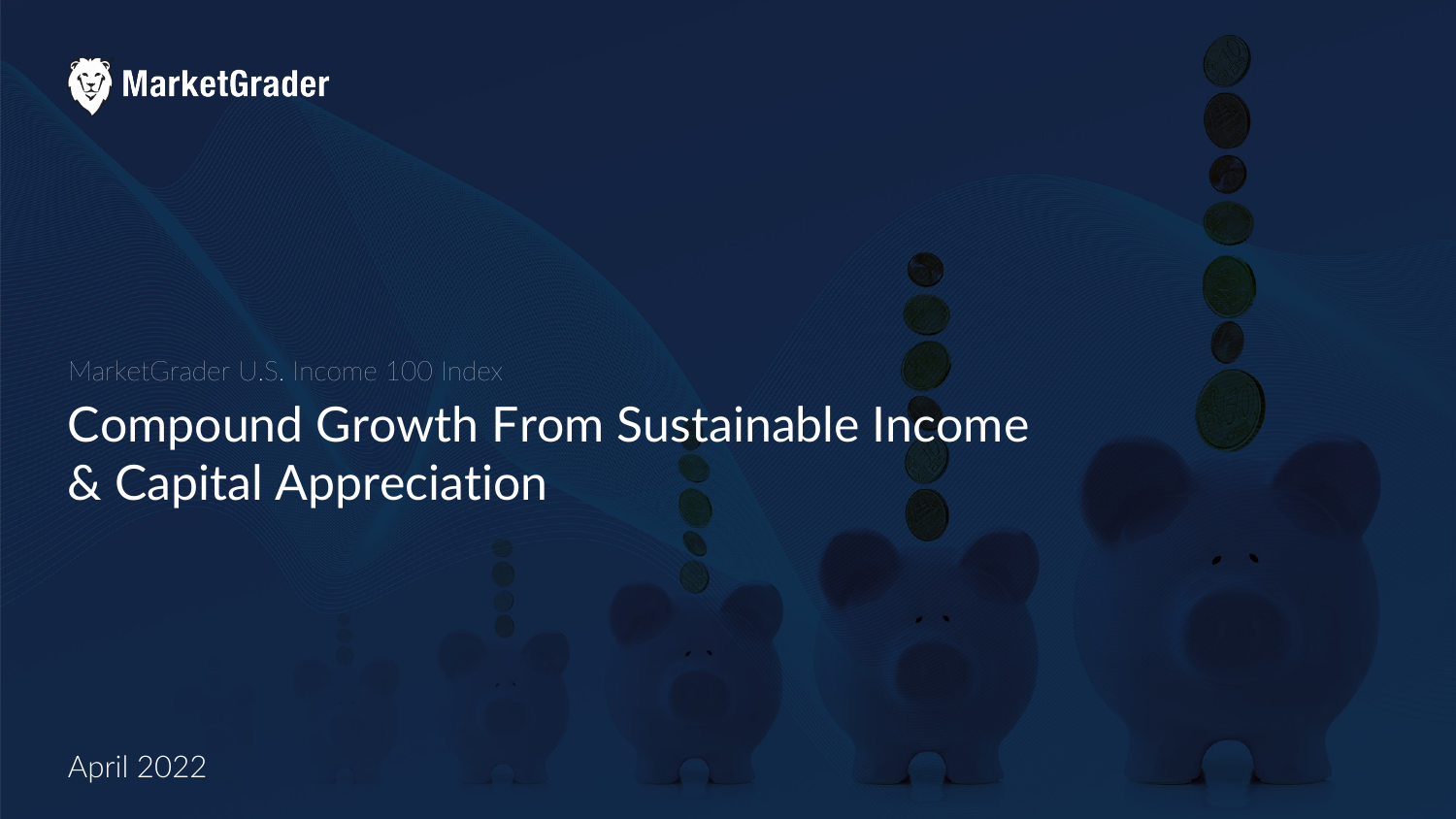MarketGrader

MarketGrader U.S. Income 100 Index

# Compound Growth From Sustainable Income & Capital Appreciation

April 2022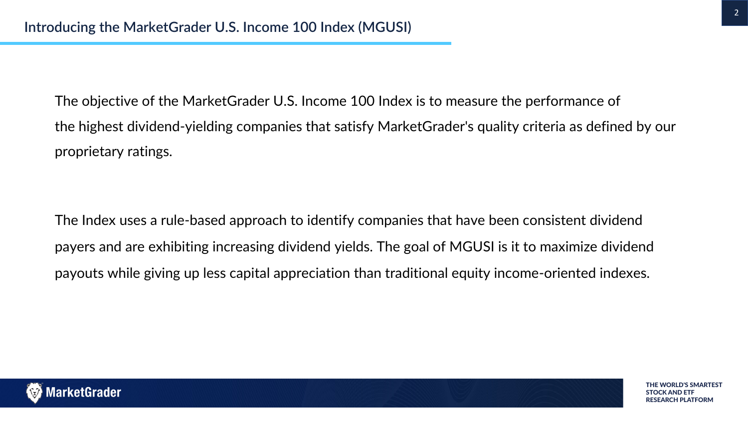## Introducing the MarketGrader U.S. Income 100 Index (MGUSI)

The objective of the MarketGrader U.S. Income 100 Index is to measure the performance of the highest dividend-yielding companies that satisfy MarketGrader's quality criteria as defined by our proprietary ratings.

The Index uses a rule-based approach to identify companies that have been consistent dividend payers and are exhibiting increasing dividend yields. The goal of MGUSI is it to maximize dividend payouts while giving up less capital appreciation than traditional equity income-oriented indexes.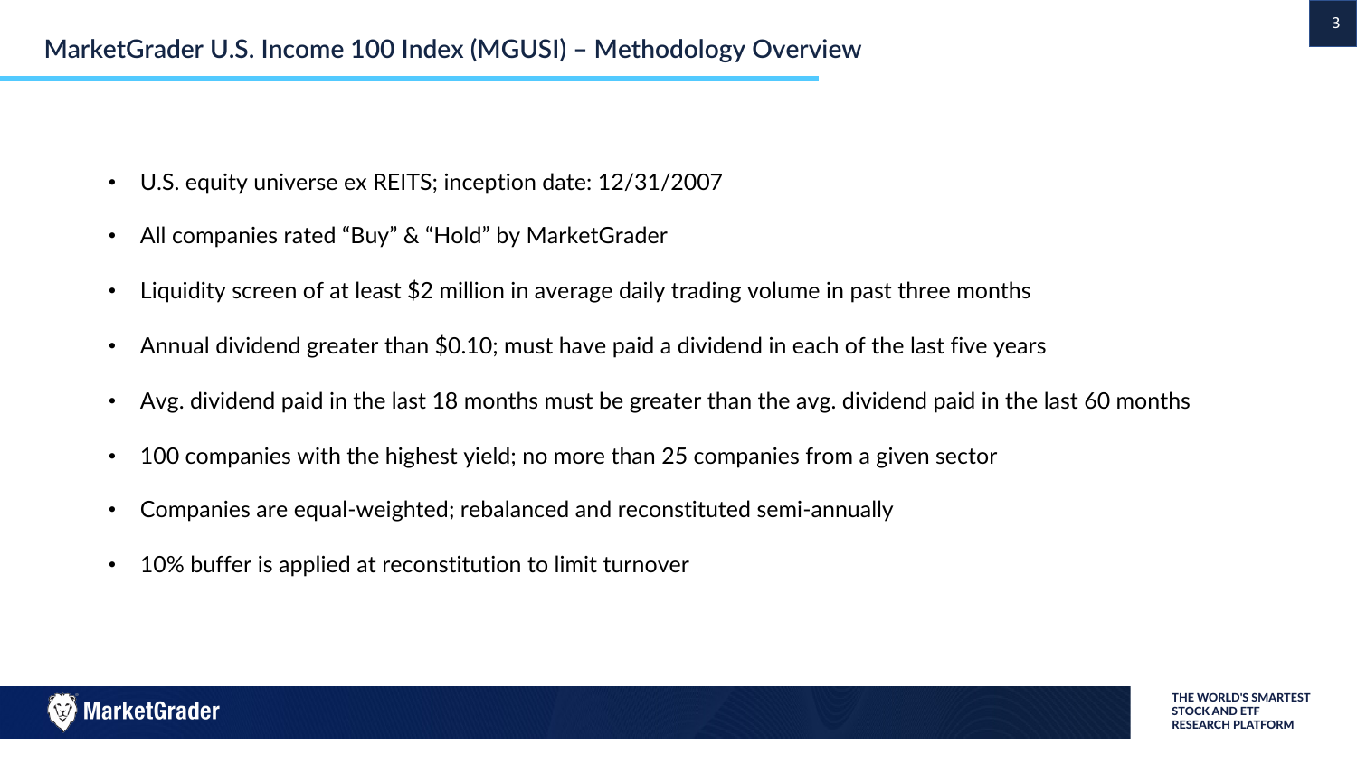## MarketGrader U.S. Income 100 Index (MGUSI) – Methodology Overview

- U.S. equity universe ex REITS; inception date: 12/31/2007
- All companies rated “Buy” & “Hold” by MarketGrader
- Liquidity screen of at least $2 million in average daily trading volume in past three months
- Annual dividend greater than $0.10; must have paid a dividend in each of the last five years
- Avg. dividend paid in the last 18 months must be greater than the avg. dividend paid in the last 60 months
- 100 companies with the highest yield; no more than 25 companies from a given sector
- Companies are equal-weighted; rebalanced and reconstituted semi-annually
- 10% buffer is applied at reconstitution to limit turnover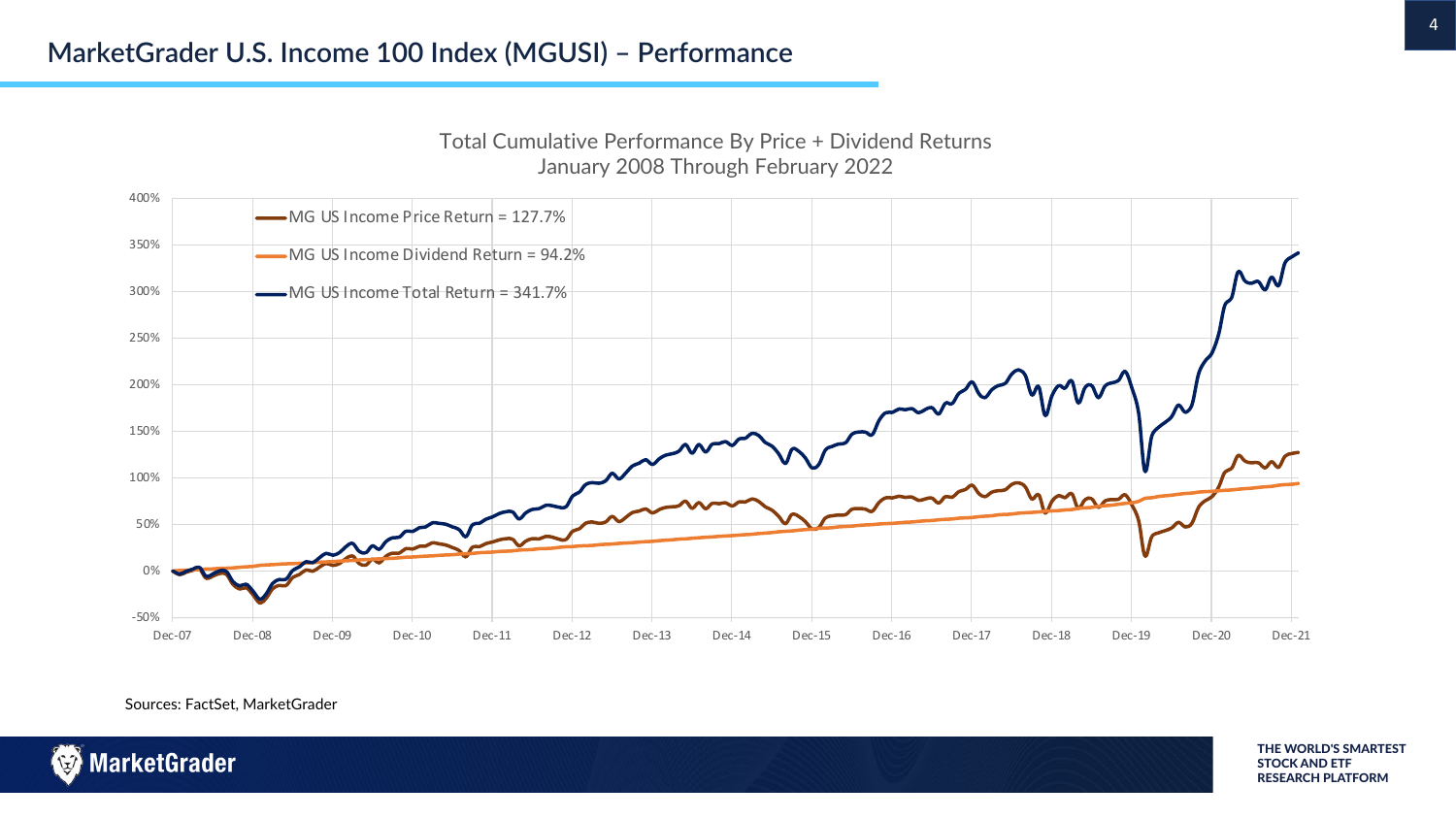## MarketGrader U.S. Income 100 Index (MGUSI) – Performance

Total Cumulative Performance By Price + Dividend Returns
January 2008 Through February 2022

- MG US Income Price Return = 127.7%
- MG US Income Dividend Return = 94.2%
- MG US Income Total Return = 341.7%

Sources: FactSet, MarketGrader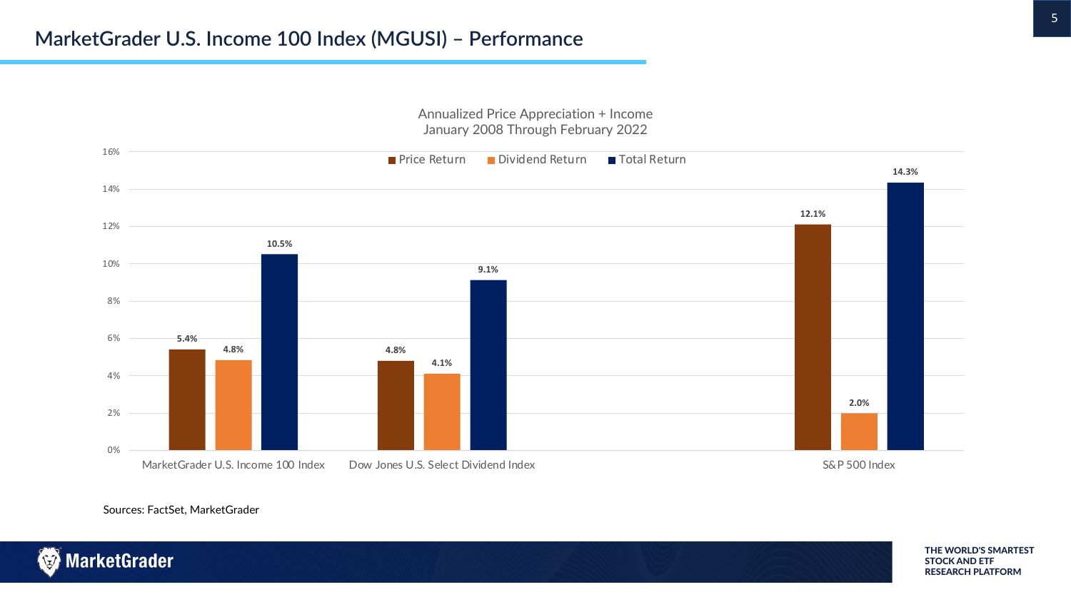# MarketGrader U.S. Income 100 Index (MGUSI) – Performance

Annualized Price Appreciation + Income
January 2008 Through February 2022

| | Price Return | Dividend Return | Total Return |
|---|---|---|---|
| MarketGrader U.S. Income 100 Index | 5.4% | 4.8% | 10.5% |
| Dow Jones U.S. Select Dividend Index | 4.8% | 4.1% | 9.1% |
| S&P 500 Index | 12.1% | 2.0% | 14.3% |

Sources: FactSet, MarketGrader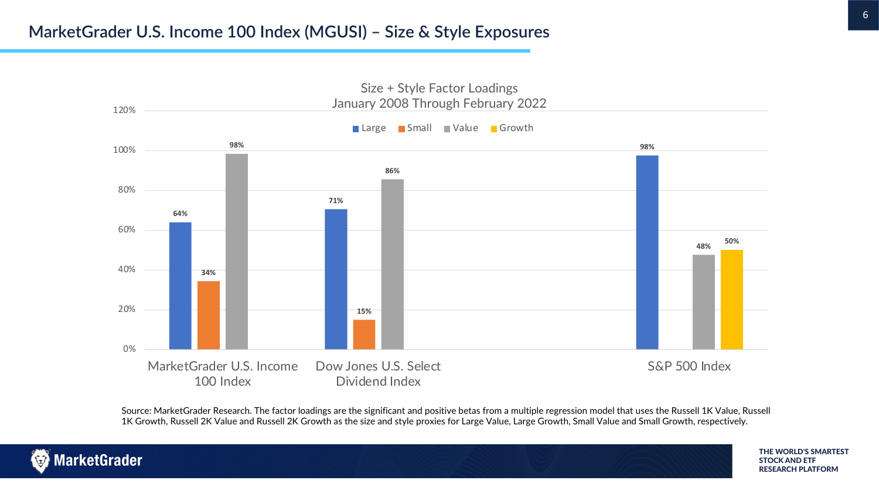# MarketGrader U.S. Income 100 Index (MGUSI) – Size & Style Exposures

Size + Style Factor Loadings
January 2008 Through February 2022

| | Large | Small | Value | Growth |
|---|---|---|---|---|
| MarketGrader U.S. Income 100 Index | 64% | 34% | 98% | |
| Dow Jones U.S. Select Dividend Index | 71% | 15% | 86% | |
| S&P 500 Index | 98% | | 48% | 50% |

Source: MarketGrader Research. The factor loadings are the significant and positive betas from a multiple regression model that uses the Russell 1K Value, Russell 1K Growth, Russell 2K Value and Russell 2K Growth as the size and style proxies for Large Value, Large Growth, Small Value and Small Growth, respectively.

MarketGrader

THE WORLD'S SMARTEST STOCK AND ETF RESEARCH PLATFORM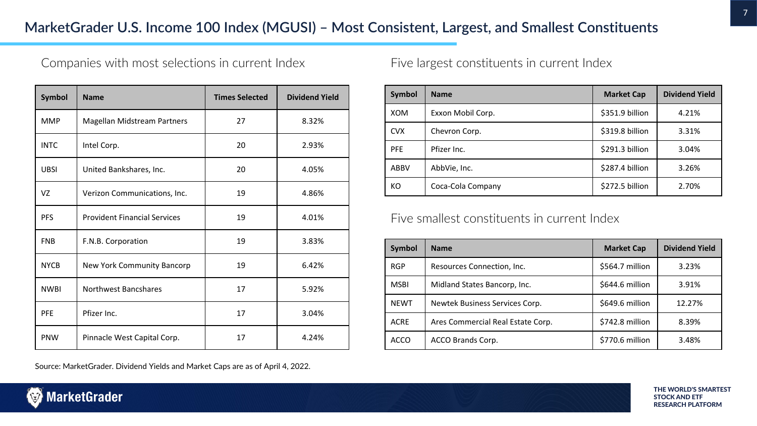# MarketGrader U.S. Income 100 Index (MGUSI) – Most Consistent, Largest, and Smallest Constituents

## Companies with most selections in current Index

| Symbol | Name | Times Selected | Dividend Yield |
|---|---|---|---|
| MMP | Magellan Midstream Partners | 27 | 8.32% |
| INTC | Intel Corp. | 20 | 2.93% |
| UBSI | United Bankshares, Inc. | 20 | 4.05% |
| VZ | Verizon Communications, Inc. | 19 | 4.86% |
| PFS | Provident Financial Services | 19 | 4.01% |
| FNB | F.N.B. Corporation | 19 | 3.83% |
| NYCB | New York Community Bancorp | 19 | 6.42% |
| NWBI | Northwest Bancshares | 17 | 5.92% |
| PFE | Pfizer Inc. | 17 | 3.04% |
| PNW | Pinnacle West Capital Corp. | 17 | 4.24% |

## Five largest constituents in current Index

| Symbol | Name | Market Cap | Dividend Yield |
|---|---|---|---|
| XOM | Exxon Mobil Corp. | $351.9 billion | 4.21% |
| CVX | Chevron Corp. | $319.8 billion | 3.31% |
| PFE | Pfizer Inc. | $291.3 billion | 3.04% |
| ABBV | AbbVie, Inc. | $287.4 billion | 3.26% |
| KO | Coca-Cola Company | $272.5 billion | 2.70% |

## Five smallest constituents in current Index

| Symbol | Name | Market Cap | Dividend Yield |
|---|---|---|---|
| RGP | Resources Connection, Inc. | $564.7 million | 3.23% |
| MSBI | Midland States Bancorp, Inc. | $644.6 million | 3.91% |
| NEWT | Newtek Business Services Corp. | $649.6 million | 12.27% |
| ACRE | Ares Commercial Real Estate Corp. | $742.8 million | 8.39% |
| ACCO | ACCO Brands Corp. | $770.6 million | 3.48% |

Source: MarketGrader. Dividend Yields and Market Caps are as of April 4, 2022.

MarketGrader

THE WORLD'S SMARTEST STOCK AND ETF RESEARCH PLATFORM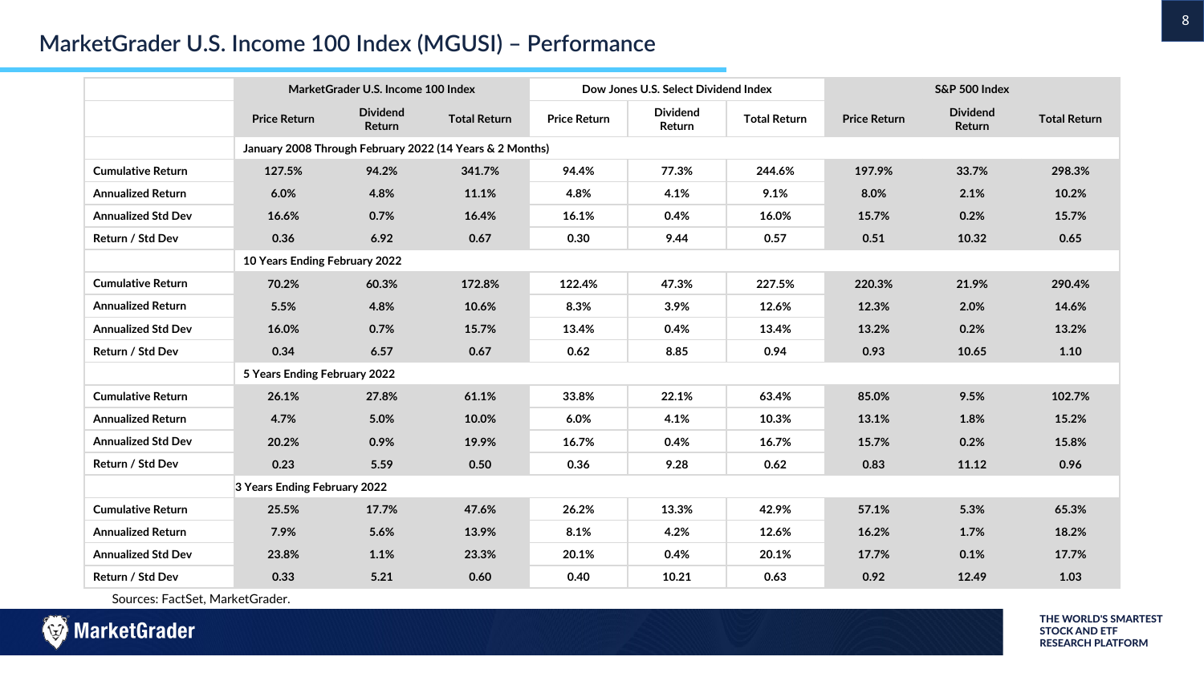# MarketGrader U.S. Income 100 Index (MGUSI) – Performance

| | MarketGrader U.S. Income 100 Index | | | Dow Jones U.S. Select Dividend Index | | | S&P 500 Index | | |
|---|---|---|---|---|---|---|---|---|---|
| | Price Return | Dividend Return | Total Return | Price Return | Dividend Return | Total Return | Price Return | Dividend Return | Total Return |
| | January 2008 Through February 2022 (14 Years & 2 Months) | | | | | | | | |
| Cumulative Return | 127.5% | 94.2% | 341.7% | 94.4% | 77.3% | 244.6% | 197.9% | 33.7% | 298.3% |
| Annualized Return | 6.0% | 4.8% | 11.1% | 4.8% | 4.1% | 9.1% | 8.0% | 2.1% | 10.2% |
| Annualized Std Dev | 16.6% | 0.7% | 16.4% | 16.1% | 0.4% | 16.0% | 15.7% | 0.2% | 15.7% |
| Return / Std Dev | 0.36 | 6.92 | 0.67 | 0.30 | 9.44 | 0.57 | 0.51 | 10.32 | 0.65 |
| | 10 Years Ending February 2022 | | | | | | | | |
| Cumulative Return | 70.2% | 60.3% | 172.8% | 122.4% | 47.3% | 227.5% | 220.3% | 21.9% | 290.4% |
| Annualized Return | 5.5% | 4.8% | 10.6% | 8.3% | 3.9% | 12.6% | 12.3% | 2.0% | 14.6% |
| Annualized Std Dev | 16.0% | 0.7% | 15.7% | 13.4% | 0.4% | 13.4% | 13.2% | 0.2% | 13.2% |
| Return / Std Dev | 0.34 | 6.57 | 0.67 | 0.62 | 8.85 | 0.94 | 0.93 | 10.65 | 1.10 |
| | 5 Years Ending February 2022 | | | | | | | | |
| Cumulative Return | 26.1% | 27.8% | 61.1% | 33.8% | 22.1% | 63.4% | 85.0% | 9.5% | 102.7% |
| Annualized Return | 4.7% | 5.0% | 10.0% | 6.0% | 4.1% | 10.3% | 13.1% | 1.8% | 15.2% |
| Annualized Std Dev | 20.2% | 0.9% | 19.9% | 16.7% | 0.4% | 16.7% | 15.7% | 0.2% | 15.8% |
| Return / Std Dev | 0.23 | 5.59 | 0.50 | 0.36 | 9.28 | 0.62 | 0.83 | 11.12 | 0.96 |
| | 3 Years Ending February 2022 | | | | | | | | |
| Cumulative Return | 25.5% | 17.7% | 47.6% | 26.2% | 13.3% | 42.9% | 57.1% | 5.3% | 65.3% |
| Annualized Return | 7.9% | 5.6% | 13.9% | 8.1% | 4.2% | 12.6% | 16.2% | 1.7% | 18.2% |
| Annualized Std Dev | 23.8% | 1.1% | 23.3% | 20.1% | 0.4% | 20.1% | 17.7% | 0.1% | 17.7% |
| Return / Std Dev | 0.33 | 5.21 | 0.60 | 0.40 | 10.21 | 0.63 | 0.92 | 12.49 | 1.03 |

Sources: FactSet, MarketGrader.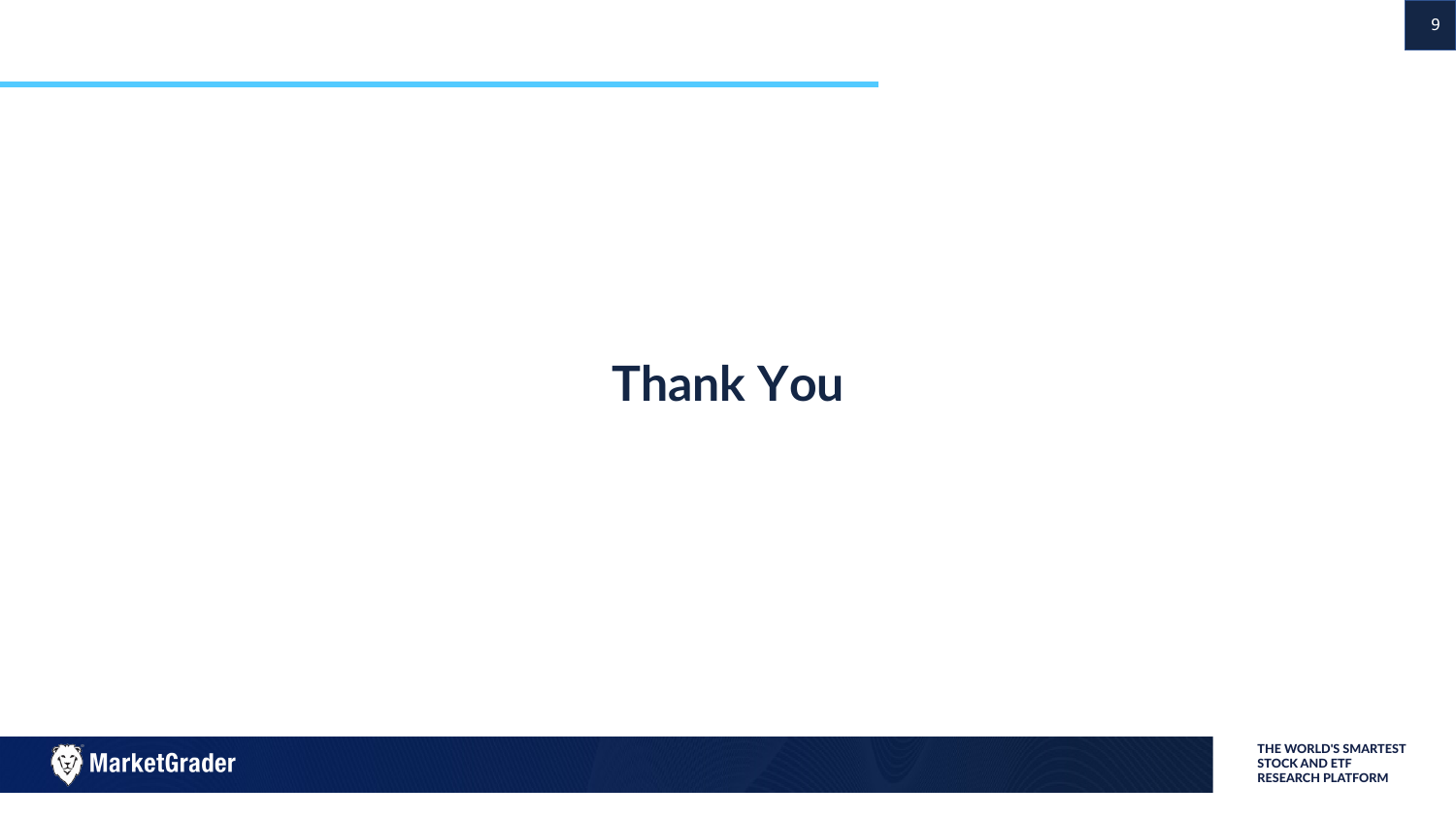# Thank You

MarketGrader

THE WORLD'S SMARTEST STOCK AND ETF RESEARCH PLATFORM